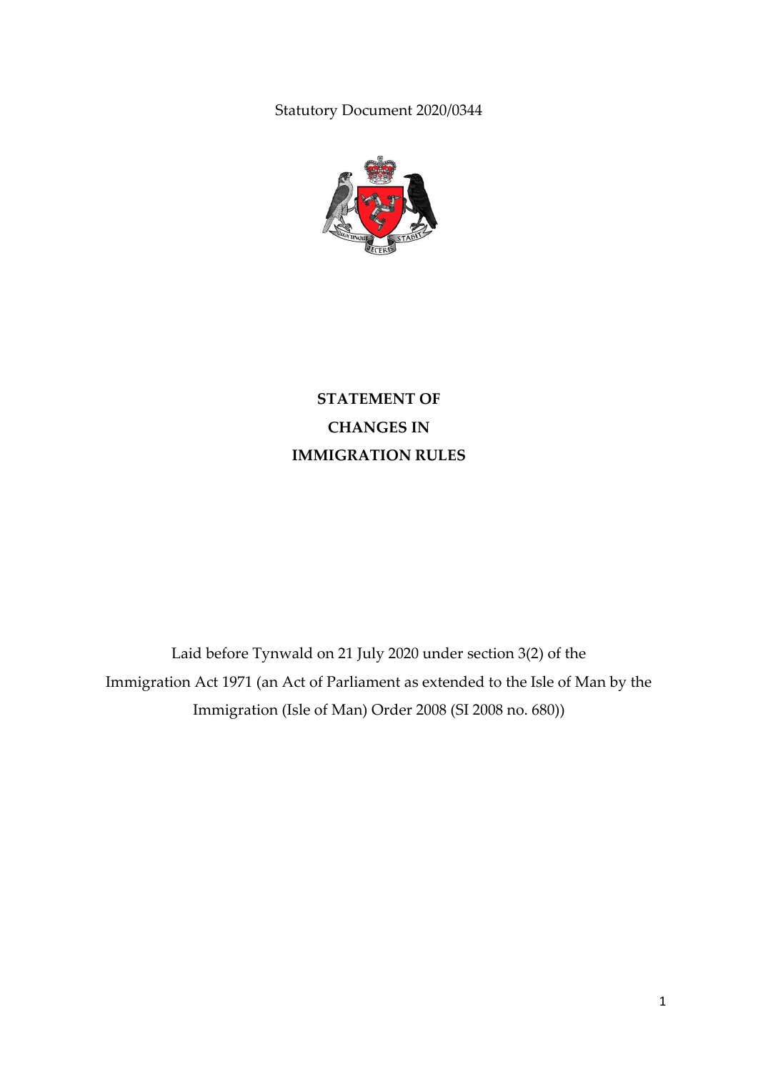Statutory Document 2020/0344

# STATEMENT OF CHANGES IN IMMIGRATION RULES

Laid before Tynwald on 21 July 2020 under section 3(2) of the Immigration Act 1971 (an Act of Parliament as extended to the Isle of Man by the Immigration (Isle of Man) Order 2008 (SI 2008 no. 680))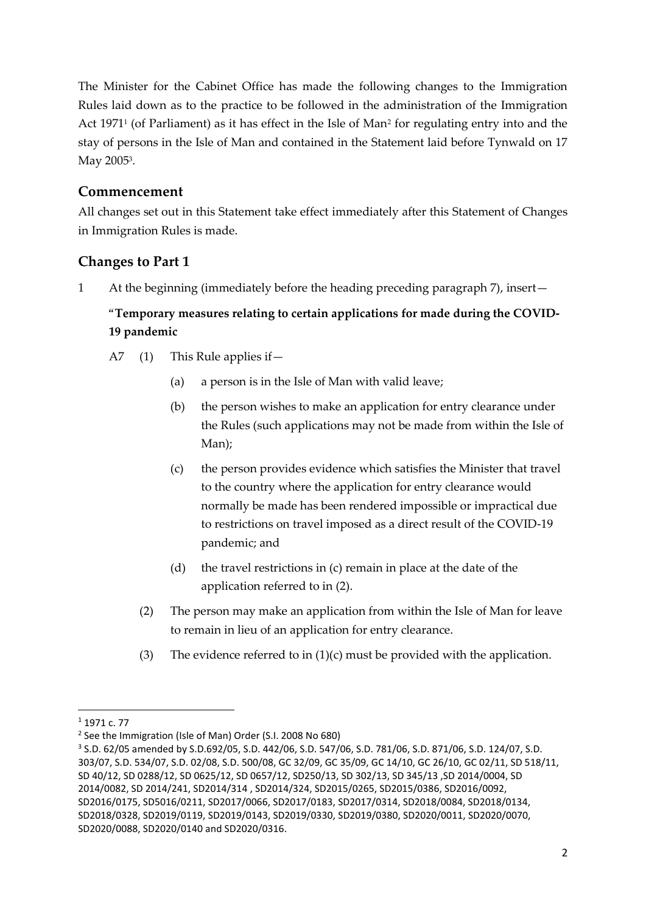The Minister for the Cabinet Office has made the following changes to the Immigration Rules laid down as to the practice to be followed in the administration of the Immigration Act 1971[1] (of Parliament) as it has effect in the Isle of Man[2] for regulating entry into and the stay of persons in the Isle of Man and contained in the Statement laid before Tynwald on 17 May 2005[3].

## Commencement

All changes set out in this Statement take effect immediately after this Statement of Changes in Immigration Rules is made.

## Changes to Part 1

1 At the beginning (immediately before the heading preceding paragraph 7), insert—

**"Temporary measures relating to certain applications for made during the COVID-19 pandemic**

A7 (1) This Rule applies if—

(a) a person is in the Isle of Man with valid leave;

(b) the person wishes to make an application for entry clearance under the Rules (such applications may not be made from within the Isle of Man);

(c) the person provides evidence which satisfies the Minister that travel to the country where the application for entry clearance would normally be made has been rendered impossible or impractical due to restrictions on travel imposed as a direct result of the COVID-19 pandemic; and

(d) the travel restrictions in (c) remain in place at the date of the application referred to in (2).

(2) The person may make an application from within the Isle of Man for leave to remain in lieu of an application for entry clearance.

(3) The evidence referred to in (1)(c) must be provided with the application.

---

[1] 1971 c. 77

[2] See the Immigration (Isle of Man) Order (S.I. 2008 No 680)

[3] S.D. 62/05 amended by S.D.692/05, S.D. 442/06, S.D. 547/06, S.D. 781/06, S.D. 871/06, S.D. 124/07, S.D. 303/07, S.D. 534/07, S.D. 02/08, S.D. 500/08, GC 32/09, GC 35/09, GC 14/10, GC 26/10, GC 02/11, SD 518/11, SD 40/12, SD 0288/12, SD 0625/12, SD 0657/12, SD250/13, SD 302/13, SD 345/13 ,SD 2014/0004, SD 2014/0082, SD 2014/241, SD2014/314 , SD2014/324, SD2015/0265, SD2015/0386, SD2016/0092, SD2016/0175, SD5016/0211, SD2017/0066, SD2017/0183, SD2017/0314, SD2018/0084, SD2018/0134, SD2018/0328, SD2019/0119, SD2019/0143, SD2019/0330, SD2019/0380, SD2020/0011, SD2020/0070, SD2020/0088, SD2020/0140 and SD2020/0316.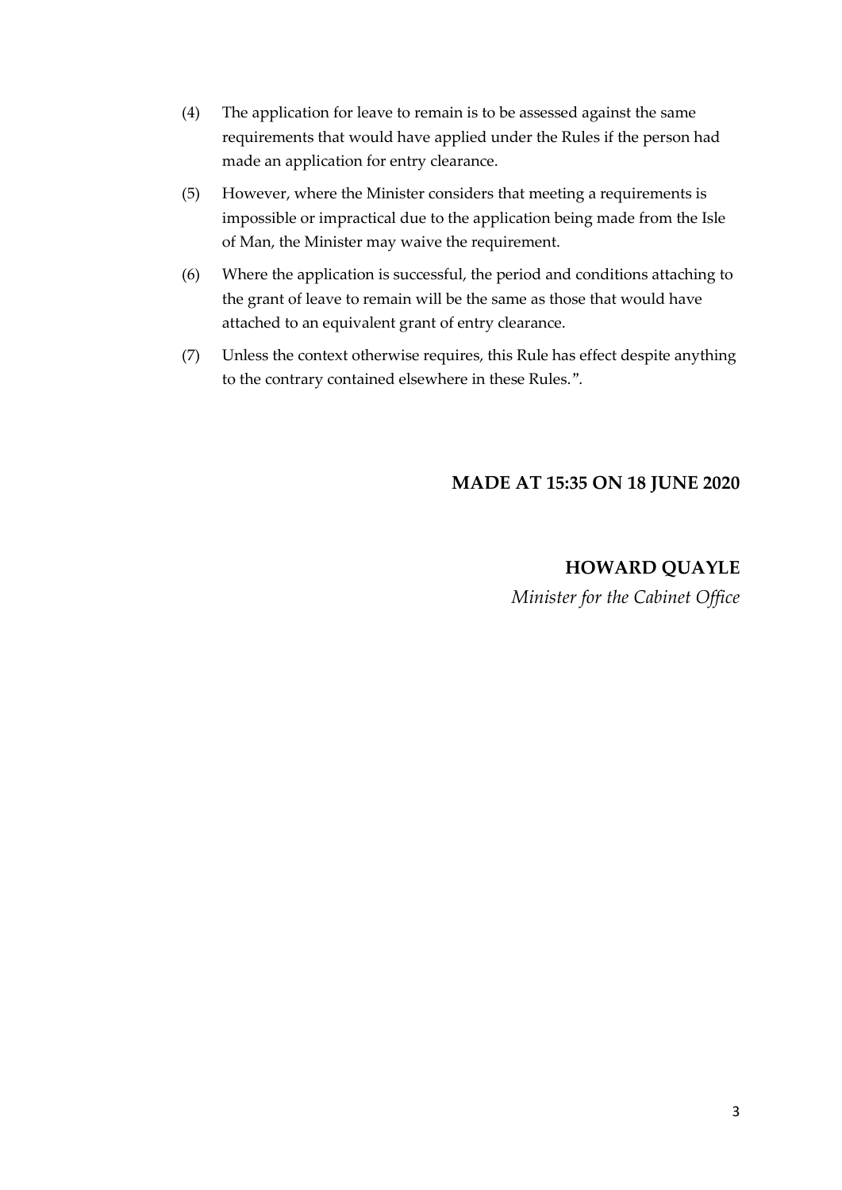(4) The application for leave to remain is to be assessed against the same requirements that would have applied under the Rules if the person had made an application for entry clearance.

(5) However, where the Minister considers that meeting a requirements is impossible or impractical due to the application being made from the Isle of Man, the Minister may waive the requirement.

(6) Where the application is successful, the period and conditions attaching to the grant of leave to remain will be the same as those that would have attached to an equivalent grant of entry clearance.

(7) Unless the context otherwise requires, this Rule has effect despite anything to the contrary contained elsewhere in these Rules.".

**MADE AT 15:35 ON 18 JUNE 2020**

**HOWARD QUAYLE**

*Minister for the Cabinet Office*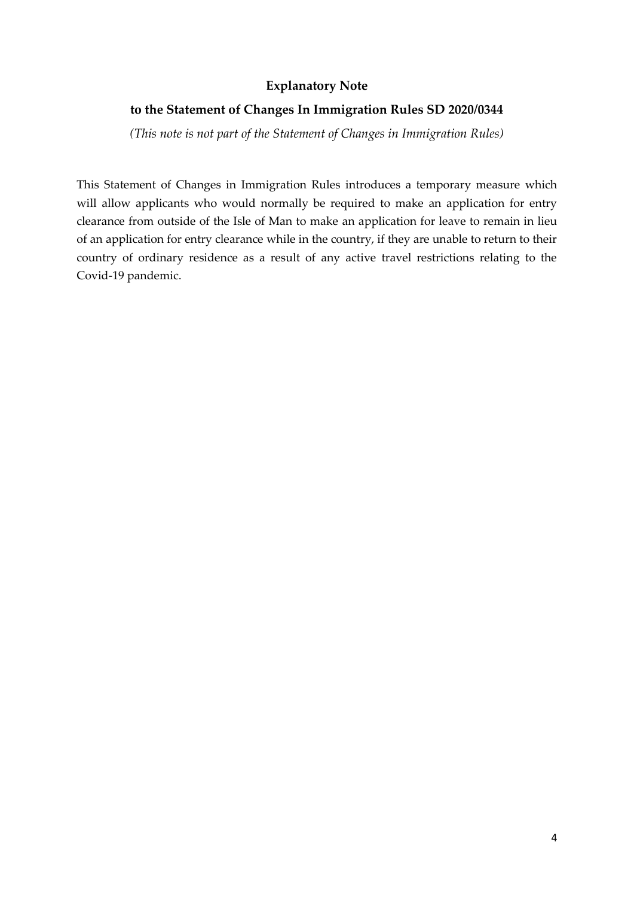**Explanatory Note**

**to the Statement of Changes In Immigration Rules SD 2020/0344**

*(This note is not part of the Statement of Changes in Immigration Rules)*

This Statement of Changes in Immigration Rules introduces a temporary measure which will allow applicants who would normally be required to make an application for entry clearance from outside of the Isle of Man to make an application for leave to remain in lieu of an application for entry clearance while in the country, if they are unable to return to their country of ordinary residence as a result of any active travel restrictions relating to the Covid-19 pandemic.